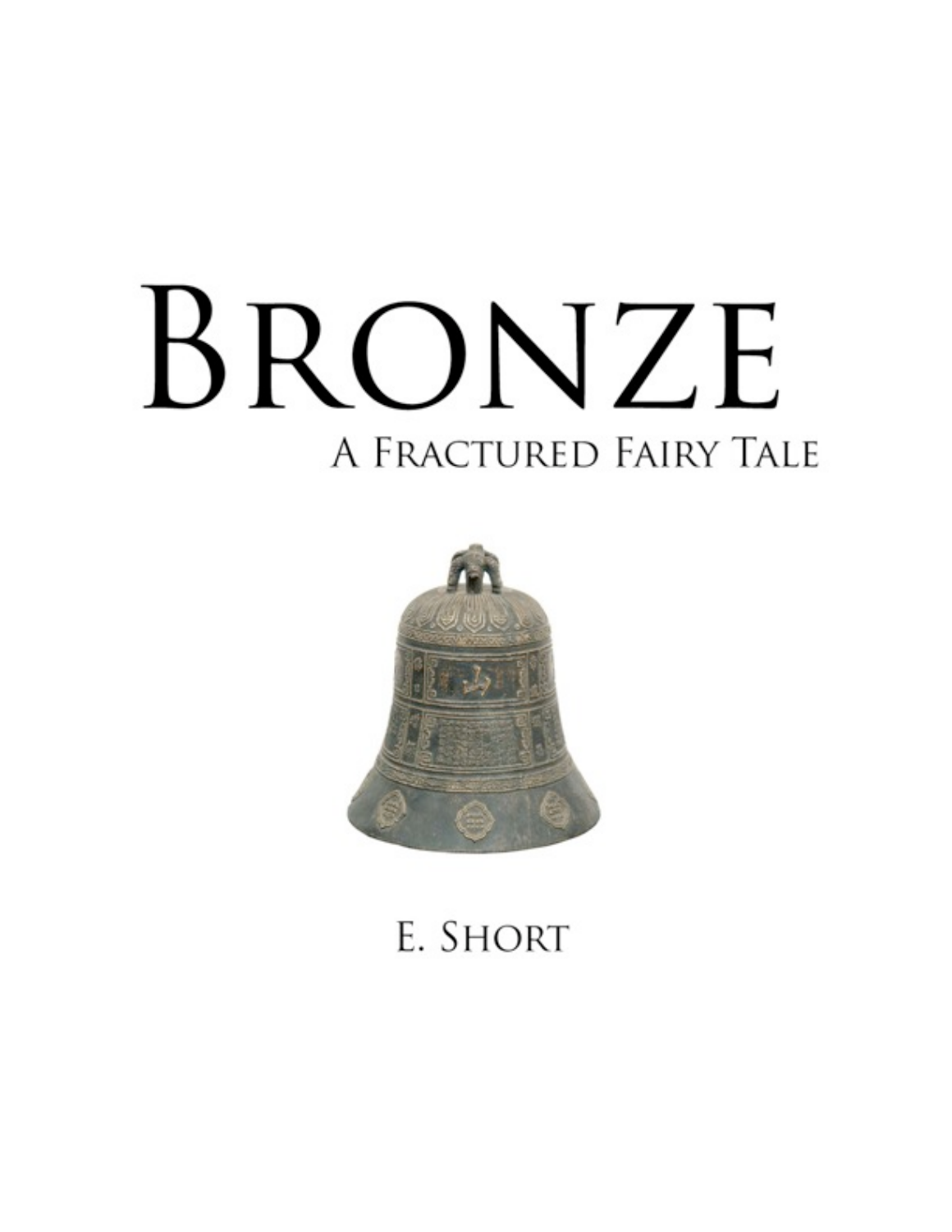# Bronze

## A Fractured Fairy Tale

E. Short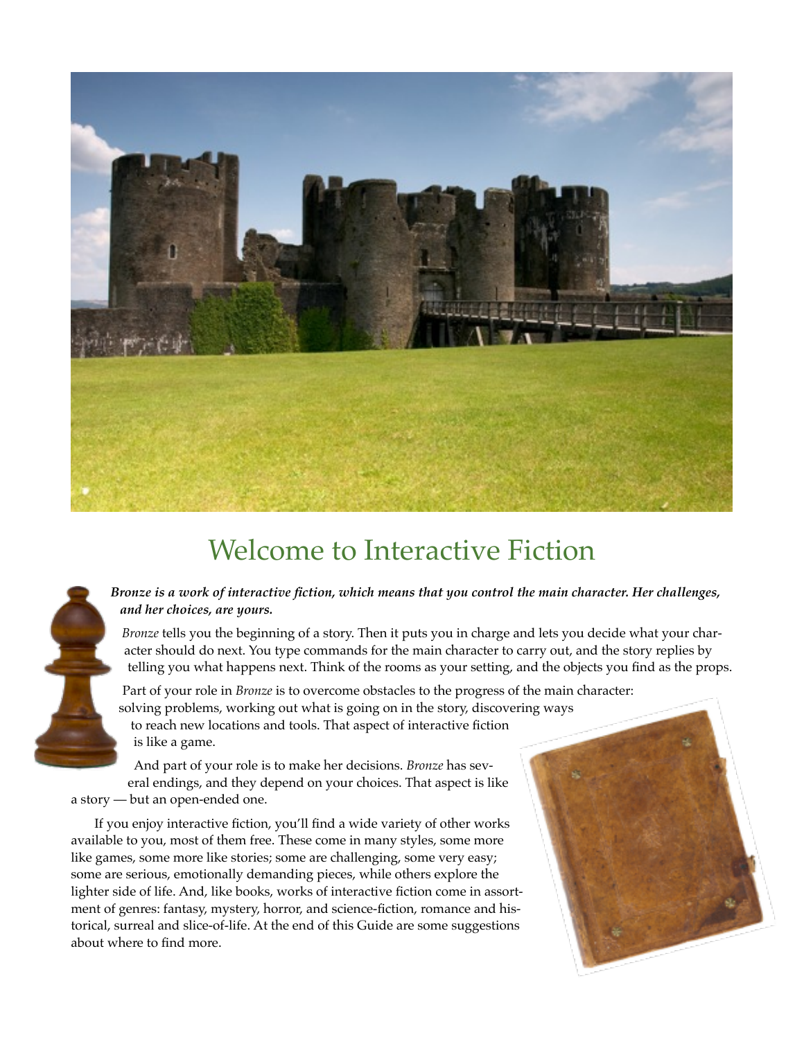# Welcome to Interactive Fiction

***Bronze is a work of interactive fiction, which means that you control the main character. Her challenges, and her choices, are yours.***

*Bronze* tells you the beginning of a story. Then it puts you in charge and lets you decide what your character should do next. You type commands for the main character to carry out, and the story replies by telling you what happens next. Think of the rooms as your setting, and the objects you find as the props.

Part of your role in *Bronze* is to overcome obstacles to the progress of the main character: solving problems, working out what is going on in the story, discovering ways to reach new locations and tools. That aspect of interactive fiction is like a game.

And part of your role is to make her decisions. *Bronze* has several endings, and they depend on your choices. That aspect is like a story — but an open-ended one.

If you enjoy interactive fiction, you'll find a wide variety of other works available to you, most of them free. These come in many styles, some more like games, some more like stories; some are challenging, some very easy; some are serious, emotionally demanding pieces, while others explore the lighter side of life. And, like books, works of interactive fiction come in assortment of genres: fantasy, mystery, horror, and science-fiction, romance and historical, surreal and slice-of-life. At the end of this Guide are some suggestions about where to find more.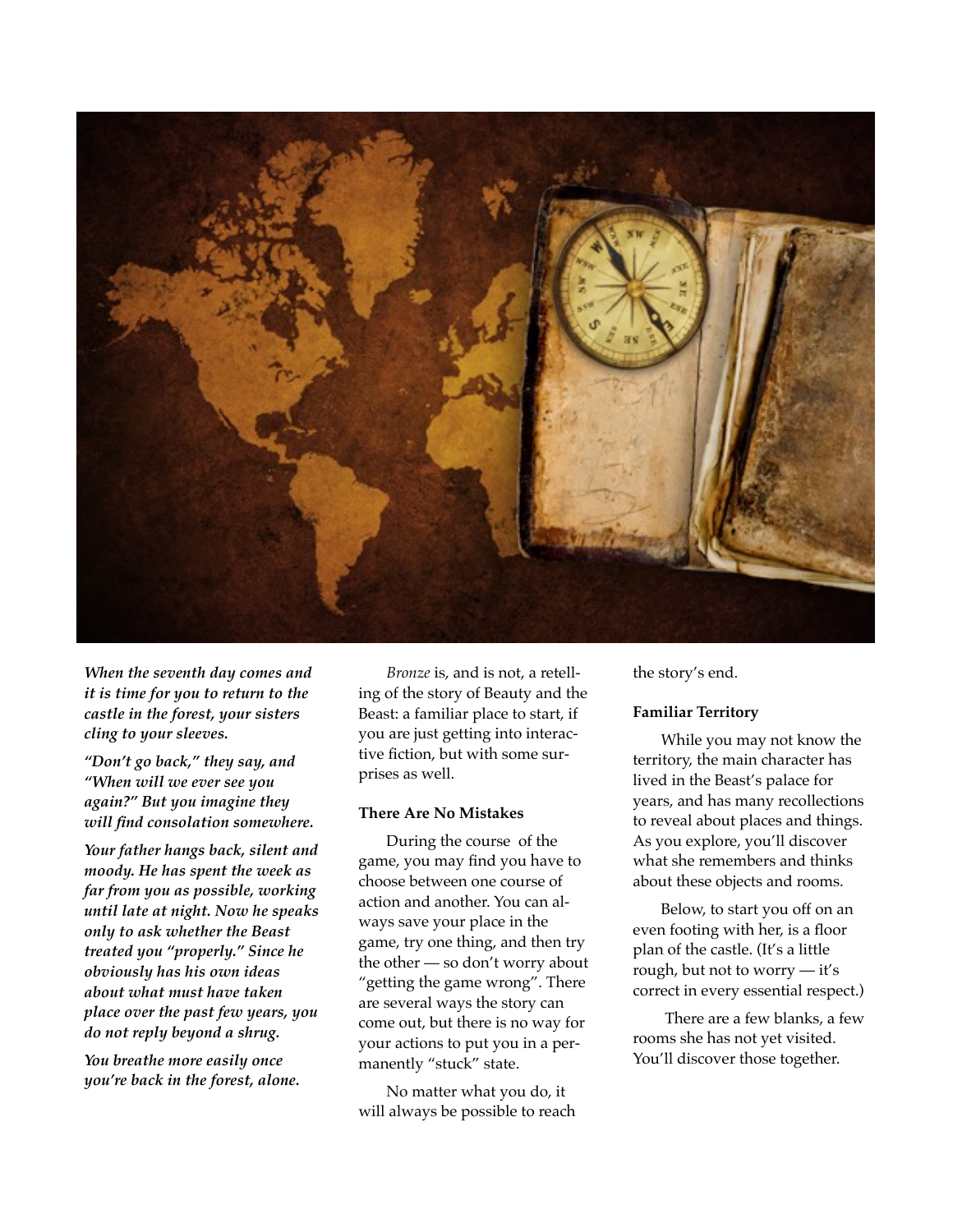***When the seventh day comes and it is time for you to return to the castle in the forest, your sisters cling to your sleeves.***

***"Don't go back," they say, and "When will we ever see you again?" But you imagine they will find consolation somewhere.***

***Your father hangs back, silent and moody. He has spent the week as far from you as possible, working until late at night. Now he speaks only to ask whether the Beast treated you "properly." Since he obviously has his own ideas about what must have taken place over the past few years, you do not reply beyond a shrug.***

***You breathe more easily once you're back in the forest, alone.***

*Bronze* is, and is not, a retelling of the story of Beauty and the Beast: a familiar place to start, if you are just getting into interactive fiction, but with some surprises as well.

**There Are No Mistakes**

During the course of the game, you may find you have to choose between one course of action and another. You can always save your place in the game, try one thing, and then try the other — so don't worry about "getting the game wrong". There are several ways the story can come out, but there is no way for your actions to put you in a permanently "stuck" state.

No matter what you do, it will always be possible to reach the story's end.

**Familiar Territory**

While you may not know the territory, the main character has lived in the Beast's palace for years, and has many recollections to reveal about places and things. As you explore, you'll discover what she remembers and thinks about these objects and rooms.

Below, to start you off on an even footing with her, is a floor plan of the castle. (It's a little rough, but not to worry — it's correct in every essential respect.)

There are a few blanks, a few rooms she has not yet visited. You'll discover those together.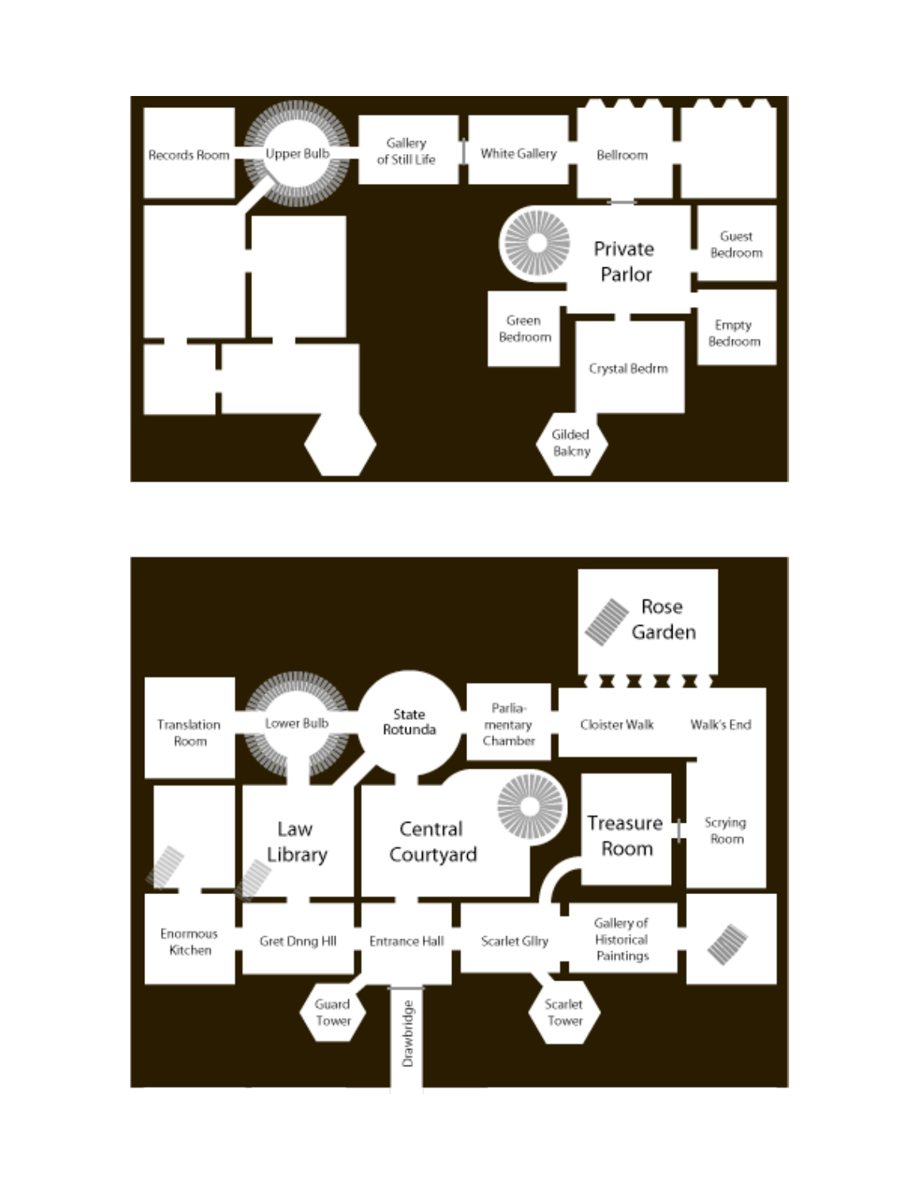Records Room

Upper Bulb

Gallery of Still Life

White Gallery

Bellroom

Private Parlor

Guest Bedroom

Green Bedroom

Empty Bedroom

Crystal Bedrm

Gilded Balcny

Rose Garden

Translation Room

Lower Bulb

State Rotunda

Parlia-mentary Chamber

Cloister Walk

Walk's End

Law Library

Central Courtyard

Treasure Room

Scrying Room

Enormous Kitchen

Gret Dnng Hll

Entrance Hall

Scarlet Gllry

Gallery of Historical Paintings

Guard Tower

Drawbridge

Scarlet Tower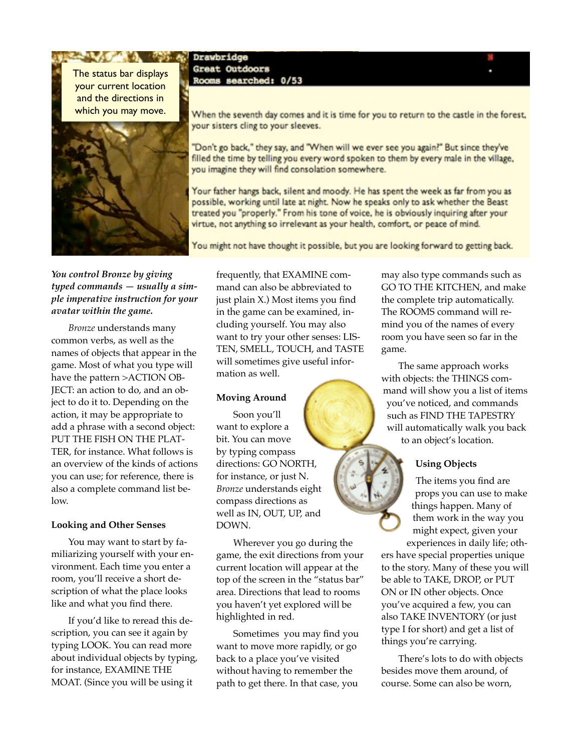The status bar displays your current location and the directions in which you may move.

```
Drawbridge
Great Outdoors
Rooms searched: 0/53
```

When the seventh day comes and it is time for you to return to the castle in the forest, your sisters cling to your sleeves.

"Don't go back," they say, and "When will we ever see you again?" But since they've filled the time by telling you every word spoken to them by every male in the village, you imagine they will find consolation somewhere.

Your father hangs back, silent and moody. He has spent the week as far from you as possible, working until late at night. Now he speaks only to ask whether the Beast treated you "properly." From his tone of voice, he is obviously inquiring after your virtue, not anything so irrelevant as your health, comfort, or peace of mind.

You might not have thought it possible, but you are looking forward to getting back.

***You control Bronze by giving typed commands — usually a simple imperative instruction for your avatar within the game.***

*Bronze* understands many common verbs, as well as the names of objects that appear in the game. Most of what you type will have the pattern >ACTION OBJECT: an action to do, and an object to do it to. Depending on the action, it may be appropriate to add a phrase with a second object: PUT THE FISH ON THE PLATTER, for instance. What follows is an overview of the kinds of actions you can use; for reference, there is also a complete command list below.

**Looking and Other Senses**

You may want to start by familiarizing yourself with your environment. Each time you enter a room, you'll receive a short description of what the place looks like and what you find there.

If you'd like to reread this description, you can see it again by typing LOOK. You can read more about individual objects by typing, for instance, EXAMINE THE MOAT. (Since you will be using it frequently, that EXAMINE command can also be abbreviated to just plain X.) Most items you find in the game can be examined, including yourself. You may also want to try your other senses: LISTEN, SMELL, TOUCH, and TASTE will sometimes give useful information as well.

**Moving Around**

Soon you'll want to explore a bit. You can move by typing compass directions: GO NORTH, for instance, or just N. *Bronze* understands eight compass directions as well as IN, OUT, UP, and DOWN.

Wherever you go during the game, the exit directions from your current location will appear at the top of the screen in the "status bar" area. Directions that lead to rooms you haven't yet explored will be highlighted in red.

Sometimes you may find you want to move more rapidly, or go back to a place you've visited without having to remember the path to get there. In that case, you may also type commands such as GO TO THE KITCHEN, and make the complete trip automatically. The ROOMS command will remind you of the names of every room you have seen so far in the game.

The same approach works with objects: the THINGS command will show you a list of items you've noticed, and commands such as FIND THE TAPESTRY will automatically walk you back to an object's location.

**Using Objects**

The items you find are props you can use to make things happen. Many of them work in the way you might expect, given your experiences in daily life; others have special properties unique to the story. Many of these you will be able to TAKE, DROP, or PUT ON or IN other objects. Once you've acquired a few, you can also TAKE INVENTORY (or just type I for short) and get a list of things you're carrying.

There's lots to do with objects besides move them around, of course. Some can also be worn,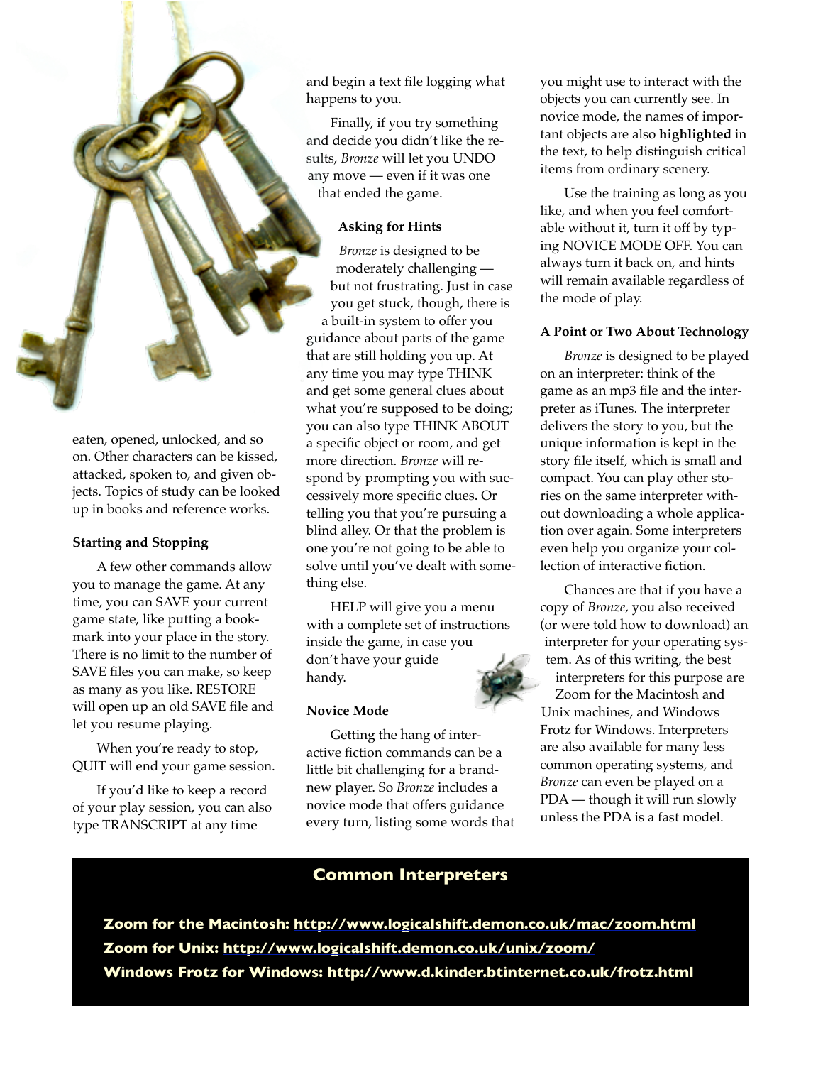eaten, opened, unlocked, and so on. Other characters can be kissed, attacked, spoken to, and given objects. Topics of study can be looked up in books and reference works.

### Starting and Stopping

A few other commands allow you to manage the game. At any time, you can SAVE your current game state, like putting a bookmark into your place in the story. There is no limit to the number of SAVE files you can make, so keep as many as you like. RESTORE will open up an old SAVE file and let you resume playing.

When you're ready to stop, QUIT will end your game session.

If you'd like to keep a record of your play session, you can also type TRANSCRIPT at any time and begin a text file logging what happens to you.

Finally, if you try something and decide you didn't like the results, *Bronze* will let you UNDO any move — even if it was one that ended the game.

### Asking for Hints

*Bronze* is designed to be moderately challenging — but not frustrating. Just in case you get stuck, though, there is a built-in system to offer you guidance about parts of the game that are still holding you up. At any time you may type THINK and get some general clues about what you're supposed to be doing; you can also type THINK ABOUT a specific object or room, and get more direction. *Bronze* will respond by prompting you with successively more specific clues. Or telling you that you're pursuing a blind alley. Or that the problem is one you're not going to be able to solve until you've dealt with something else.

HELP will give you a menu with a complete set of instructions inside the game, in case you don't have your guide handy.

### Novice Mode

Getting the hang of interactive fiction commands can be a little bit challenging for a brand-new player. So *Bronze* includes a novice mode that offers guidance every turn, listing some words that you might use to interact with the objects you can currently see. In novice mode, the names of important objects are also **highlighted** in the text, to help distinguish critical items from ordinary scenery.

Use the training as long as you like, and when you feel comfortable without it, turn it off by typing NOVICE MODE OFF. You can always turn it back on, and hints will remain available regardless of the mode of play.

### A Point or Two About Technology

*Bronze* is designed to be played on an interpreter: think of the game as an mp3 file and the interpreter as iTunes. The interpreter delivers the story to you, but the unique information is kept in the story file itself, which is small and compact. You can play other stories on the same interpreter without downloading a whole application over again. Some interpreters even help you organize your collection of interactive fiction.

Chances are that if you have a copy of *Bronze*, you also received (or were told how to download) an interpreter for your operating system. As of this writing, the best interpreters for this purpose are Zoom for the Macintosh and Unix machines, and Windows Frotz for Windows. Interpreters are also available for many less common operating systems, and *Bronze* can even be played on a PDA — though it will run slowly unless the PDA is a fast model.

### Common Interpreters

**Zoom for the Macintosh: http://www.logicalshift.demon.co.uk/mac/zoom.html**

**Zoom for Unix: http://www.logicalshift.demon.co.uk/unix/zoom/**

**Windows Frotz for Windows: http://www.d.kinder.btinternet.co.uk/frotz.html**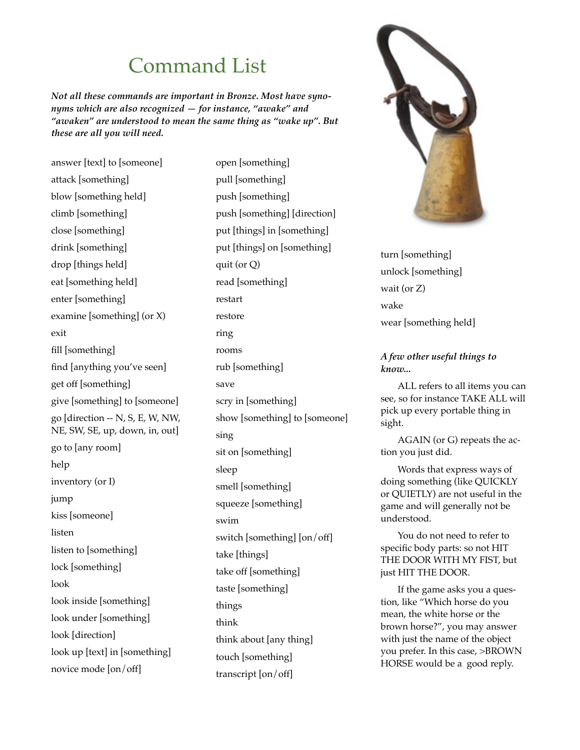# Command List

***Not all these commands are important in Bronze. Most have synonyms which are also recognized — for instance, "awake" and "awaken" are understood to mean the same thing as "wake up". But these are all you will need.***

answer [text] to [someone]
attack [something]
blow [something held]
climb [something]
close [something]
drink [something]
drop [things held]
eat [something held]
enter [something]
examine [something] (or X)
exit
fill [something]
find [anything you've seen]
get off [something]
give [something] to [someone]
go [direction -- N, S, E, W, NW, NE, SW, SE, up, down, in, out]
go to [any room]
help
inventory (or I)
jump
kiss [someone]
listen
listen to [something]
lock [something]
look
look inside [something]
look under [something]
look [direction]
look up [text] in [something]
novice mode [on/off]
open [something]
pull [something]
push [something]
push [something] [direction]
put [things] in [something]
put [things] on [something]
quit (or Q)
read [something]
restart
restore
ring
rooms
rub [something]
save
scry in [something]
show [something] to [someone]
sing
sit on [something]
sleep
smell [something]
squeeze [something]
swim
switch [something] [on/off]
take [things]
take off [something]
taste [something]
things
think
think about [any thing]
touch [something]
transcript [on/off]
turn [something]
unlock [something]
wait (or Z)
wake
wear [something held]

### *A few other useful things to know...*

ALL refers to all items you can see, so for instance TAKE ALL will pick up every portable thing in sight.

AGAIN (or G) repeats the action you just did.

Words that express ways of doing something (like QUICKLY or QUIETLY) are not useful in the game and will generally not be understood.

You do not need to refer to specific body parts: so not HIT THE DOOR WITH MY FIST, but just HIT THE DOOR.

If the game asks you a question, like "Which horse do you mean, the white horse or the brown horse?", you may answer with just the name of the object you prefer. In this case, >BROWN HORSE would be a good reply.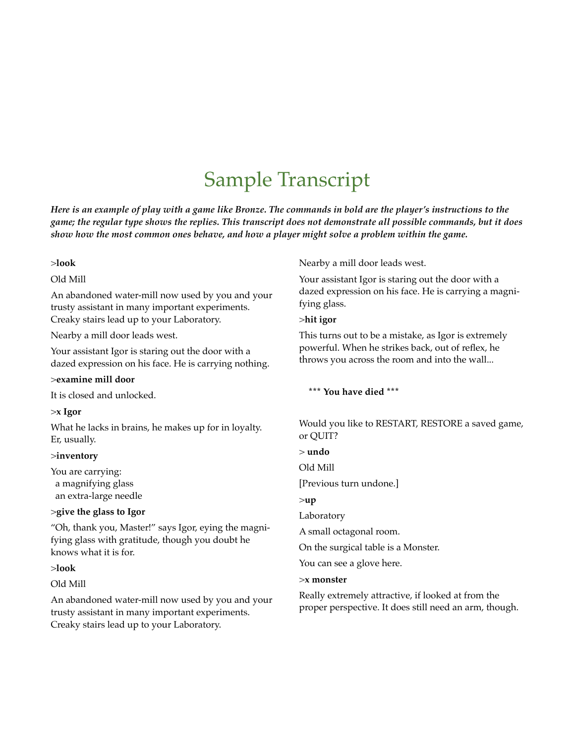# Sample Transcript

***Here is an example of play with a game like Bronze. The commands in bold are the player's instructions to the game; the regular type shows the replies. This transcript does not demonstrate all possible commands, but it does show how the most common ones behave, and how a player might solve a problem within the game.***

>**look**

Old Mill

An abandoned water-mill now used by you and your trusty assistant in many important experiments. Creaky stairs lead up to your Laboratory.

Nearby a mill door leads west.

Your assistant Igor is staring out the door with a dazed expression on his face. He is carrying nothing.

>**examine mill door**

It is closed and unlocked.

>**x Igor**

What he lacks in brains, he makes up for in loyalty. Er, usually.

>**inventory**

You are carrying:
  a magnifying glass
  an extra-large needle

>**give the glass to Igor**

"Oh, thank you, Master!" says Igor, eying the magnifying glass with gratitude, though you doubt he knows what it is for.

>**look**

Old Mill

An abandoned water-mill now used by you and your trusty assistant in many important experiments. Creaky stairs lead up to your Laboratory.

Nearby a mill door leads west.

Your assistant Igor is staring out the door with a dazed expression on his face. He is carrying a magnifying glass.

>**hit igor**

This turns out to be a mistake, as Igor is extremely powerful. When he strikes back, out of reflex, he throws you across the room and into the wall...

*** **You have died** ***

Would you like to RESTART, RESTORE a saved game, or QUIT?

> **undo**

Old Mill

[Previous turn undone.]

>**up**

Laboratory

A small octagonal room.

On the surgical table is a Monster.

You can see a glove here.

>**x monster**

Really extremely attractive, if looked at from the proper perspective. It does still need an arm, though.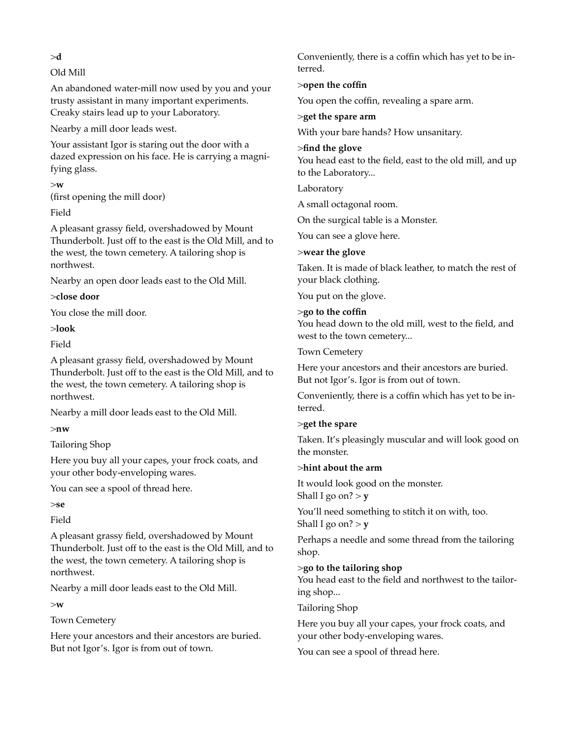>**d**

Old Mill

An abandoned water-mill now used by you and your trusty assistant in many important experiments. Creaky stairs lead up to your Laboratory.

Nearby a mill door leads west.

Your assistant Igor is staring out the door with a dazed expression on his face. He is carrying a magnifying glass.

>**w**
(first opening the mill door)

Field

A pleasant grassy field, overshadowed by Mount Thunderbolt. Just off to the east is the Old Mill, and to the west, the town cemetery. A tailoring shop is northwest.

Nearby an open door leads east to the Old Mill.

>**close door**

You close the mill door.

>**look**

Field

A pleasant grassy field, overshadowed by Mount Thunderbolt. Just off to the east is the Old Mill, and to the west, the town cemetery. A tailoring shop is northwest.

Nearby a mill door leads east to the Old Mill.

>**nw**

Tailoring Shop

Here you buy all your capes, your frock coats, and your other body-enveloping wares.

You can see a spool of thread here.

>**se**

Field

A pleasant grassy field, overshadowed by Mount Thunderbolt. Just off to the east is the Old Mill, and to the west, the town cemetery. A tailoring shop is northwest.

Nearby a mill door leads east to the Old Mill.

>**w**

Town Cemetery

Here your ancestors and their ancestors are buried. But not Igor's. Igor is from out of town.

Conveniently, there is a coffin which has yet to be interred.

>**open the coffin**

You open the coffin, revealing a spare arm.

>**get the spare arm**

With your bare hands? How unsanitary.

>**find the glove**
You head east to the field, east to the old mill, and up to the Laboratory...

Laboratory

A small octagonal room.

On the surgical table is a Monster.

You can see a glove here.

>**wear the glove**

Taken. It is made of black leather, to match the rest of your black clothing.

You put on the glove.

>**go to the coffin**
You head down to the old mill, west to the field, and west to the town cemetery...

Town Cemetery

Here your ancestors and their ancestors are buried. But not Igor's. Igor is from out of town.

Conveniently, there is a coffin which has yet to be interred.

>**get the spare**

Taken. It's pleasingly muscular and will look good on the monster.

>**hint about the arm**

It would look good on the monster.
Shall I go on? > **y**

You'll need something to stitch it on with, too.
Shall I go on? > **y**

Perhaps a needle and some thread from the tailoring shop.

>**go to the tailoring shop**
You head east to the field and northwest to the tailoring shop...

Tailoring Shop

Here you buy all your capes, your frock coats, and your other body-enveloping wares.

You can see a spool of thread here.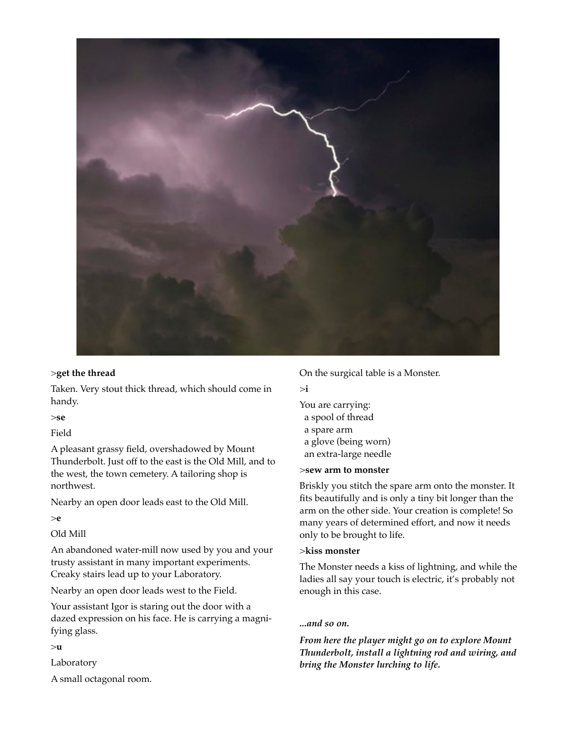>**get the thread**

Taken. Very stout thick thread, which should come in handy.

>**se**

Field

A pleasant grassy field, overshadowed by Mount Thunderbolt. Just off to the east is the Old Mill, and to the west, the town cemetery. A tailoring shop is northwest.

Nearby an open door leads east to the Old Mill.

>**e**

Old Mill

An abandoned water-mill now used by you and your trusty assistant in many important experiments. Creaky stairs lead up to your Laboratory.

Nearby an open door leads west to the Field.

Your assistant Igor is staring out the door with a dazed expression on his face. He is carrying a magnifying glass.

>**u**

Laboratory

A small octagonal room.

On the surgical table is a Monster.

>**i**

You are carrying:
 a spool of thread
 a spare arm
 a glove (being worn)
 an extra-large needle

>**sew arm to monster**

Briskly you stitch the spare arm onto the monster. It fits beautifully and is only a tiny bit longer than the arm on the other side. Your creation is complete! So many years of determined effort, and now it needs only to be brought to life.

>**kiss monster**

The Monster needs a kiss of lightning, and while the ladies all say your touch is electric, it's probably not enough in this case.

***...and so on.***

***From here the player might go on to explore Mount Thunderbolt, install a lightning rod and wiring, and bring the Monster lurching to life.***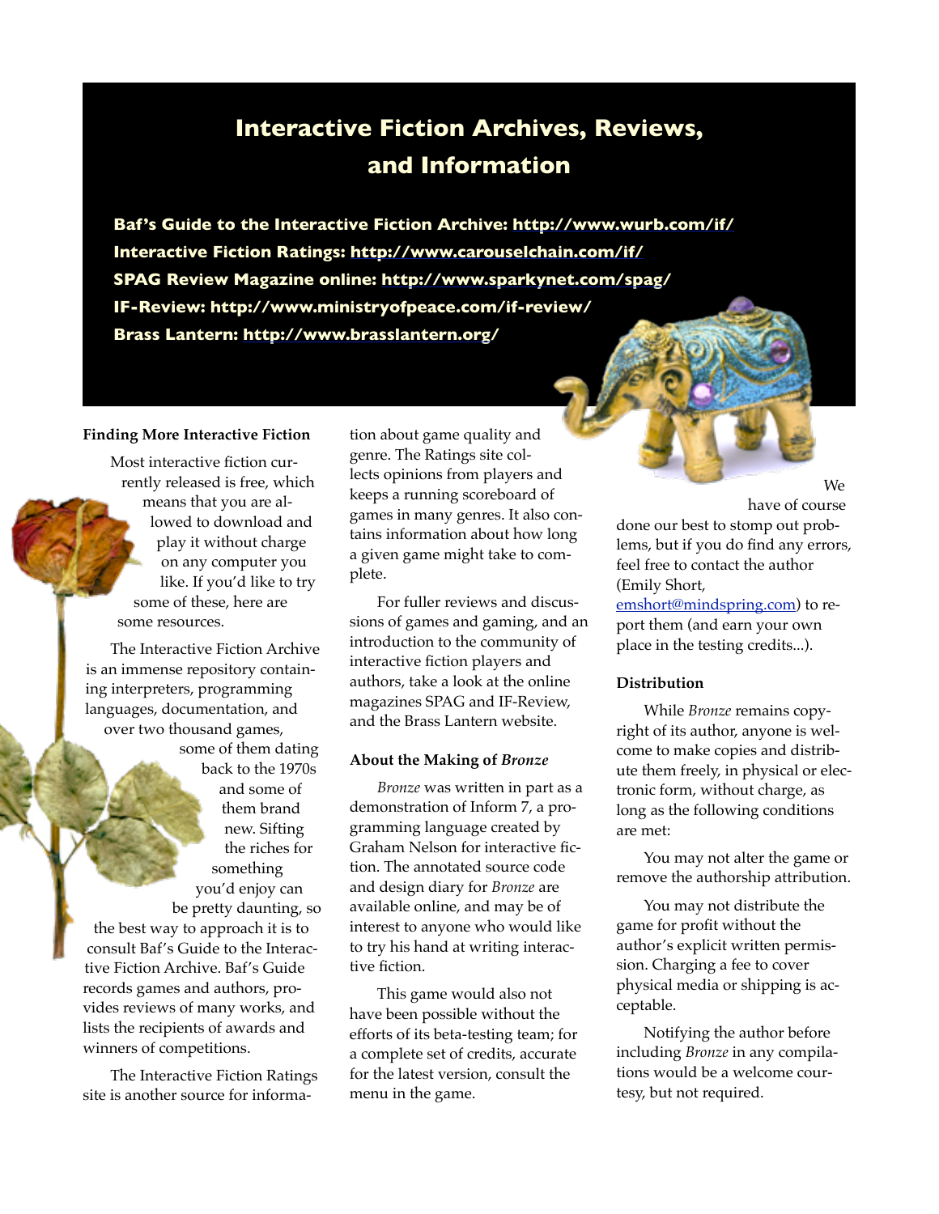# Interactive Fiction Archives, Reviews, and Information

**Baf's Guide to the Interactive Fiction Archive: http://www.wurb.com/if/**
**Interactive Fiction Ratings: http://www.carouselchain.com/if/**
**SPAG Review Magazine online: http://www.sparkynet.com/spag/**
**IF-Review: http://www.ministryofpeace.com/if-review/**
**Brass Lantern: http://www.brasslantern.org/**

### Finding More Interactive Fiction

Most interactive fiction currently released is free, which means that you are allowed to download and play it without charge on any computer you like. If you'd like to try some of these, here are some resources.

The Interactive Fiction Archive is an immense repository containing interpreters, programming languages, documentation, and over two thousand games, some of them dating back to the 1970s and some of them brand new. Sifting the riches for something you'd enjoy can be pretty daunting, so the best way to approach it is to consult Baf's Guide to the Interactive Fiction Archive. Baf's Guide records games and authors, provides reviews of many works, and lists the recipients of awards and winners of competitions.

The Interactive Fiction Ratings site is another source for information about game quality and genre. The Ratings site collects opinions from players and keeps a running scoreboard of games in many genres. It also contains information about how long a given game might take to complete.

For fuller reviews and discussions of games and gaming, and an introduction to the community of interactive fiction players and authors, take a look at the online magazines SPAG and IF-Review, and the Brass Lantern website.

### About the Making of *Bronze*

*Bronze* was written in part as a demonstration of Inform 7, a programming language created by Graham Nelson for interactive fiction. The annotated source code and design diary for *Bronze* are available online, and may be of interest to anyone who would like to try his hand at writing interactive fiction.

This game would also not have been possible without the efforts of its beta-testing team; for a complete set of credits, accurate for the latest version, consult the menu in the game.

We have of course done our best to stomp out problems, but if you do find any errors, feel free to contact the author (Emily Short, emshort@mindspring.com) to report them (and earn your own place in the testing credits...).

### Distribution

While *Bronze* remains copyright of its author, anyone is welcome to make copies and distribute them freely, in physical or electronic form, without charge, as long as the following conditions are met:

You may not alter the game or remove the authorship attribution.

You may not distribute the game for profit without the author's explicit written permission. Charging a fee to cover physical media or shipping is acceptable.

Notifying the author before including *Bronze* in any compilations would be a welcome courtesy, but not required.